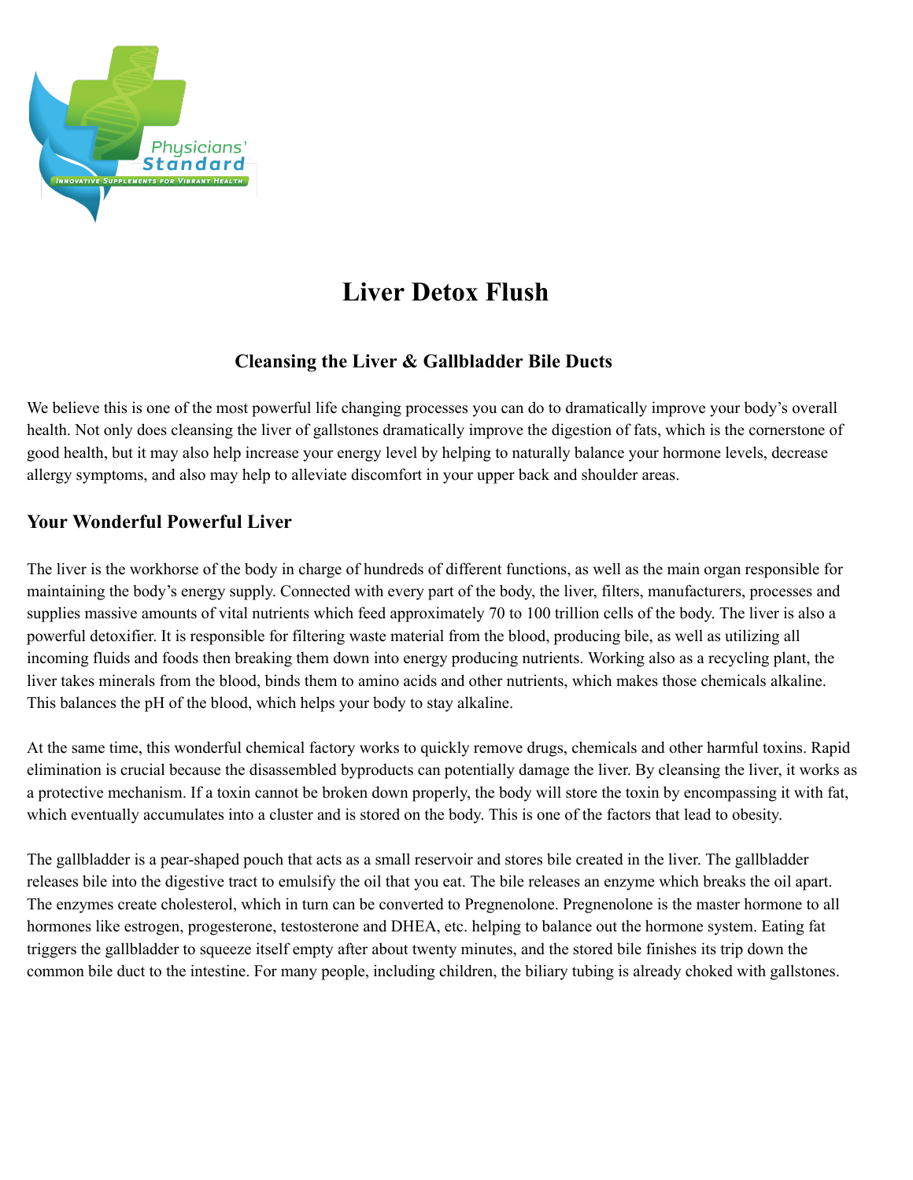Physicians' Standard

INNOVATIVE SUPPLEMENTS FOR VIBRANT HEALTH

# Liver Detox Flush

### Cleansing the Liver & Gallbladder Bile Ducts

We believe this is one of the most powerful life changing processes you can do to dramatically improve your body's overall health. Not only does cleansing the liver of gallstones dramatically improve the digestion of fats, which is the cornerstone of good health, but it may also help increase your energy level by helping to naturally balance your hormone levels, decrease allergy symptoms, and also may help to alleviate discomfort in your upper back and shoulder areas.

## Your Wonderful Powerful Liver

The liver is the workhorse of the body in charge of hundreds of different functions, as well as the main organ responsible for maintaining the body's energy supply. Connected with every part of the body, the liver, filters, manufacturers, processes and supplies massive amounts of vital nutrients which feed approximately 70 to 100 trillion cells of the body. The liver is also a powerful detoxifier. It is responsible for filtering waste material from the blood, producing bile, as well as utilizing all incoming fluids and foods then breaking them down into energy producing nutrients. Working also as a recycling plant, the liver takes minerals from the blood, binds them to amino acids and other nutrients, which makes those chemicals alkaline. This balances the pH of the blood, which helps your body to stay alkaline.

At the same time, this wonderful chemical factory works to quickly remove drugs, chemicals and other harmful toxins. Rapid elimination is crucial because the disassembled byproducts can potentially damage the liver. By cleansing the liver, it works as a protective mechanism. If a toxin cannot be broken down properly, the body will store the toxin by encompassing it with fat, which eventually accumulates into a cluster and is stored on the body. This is one of the factors that lead to obesity.

The gallbladder is a pear-shaped pouch that acts as a small reservoir and stores bile created in the liver. The gallbladder releases bile into the digestive tract to emulsify the oil that you eat. The bile releases an enzyme which breaks the oil apart. The enzymes create cholesterol, which in turn can be converted to Pregnenolone. Pregnenolone is the master hormone to all hormones like estrogen, progesterone, testosterone and DHEA, etc. helping to balance out the hormone system. Eating fat triggers the gallbladder to squeeze itself empty after about twenty minutes, and the stored bile finishes its trip down the common bile duct to the intestine. For many people, including children, the biliary tubing is already choked with gallstones.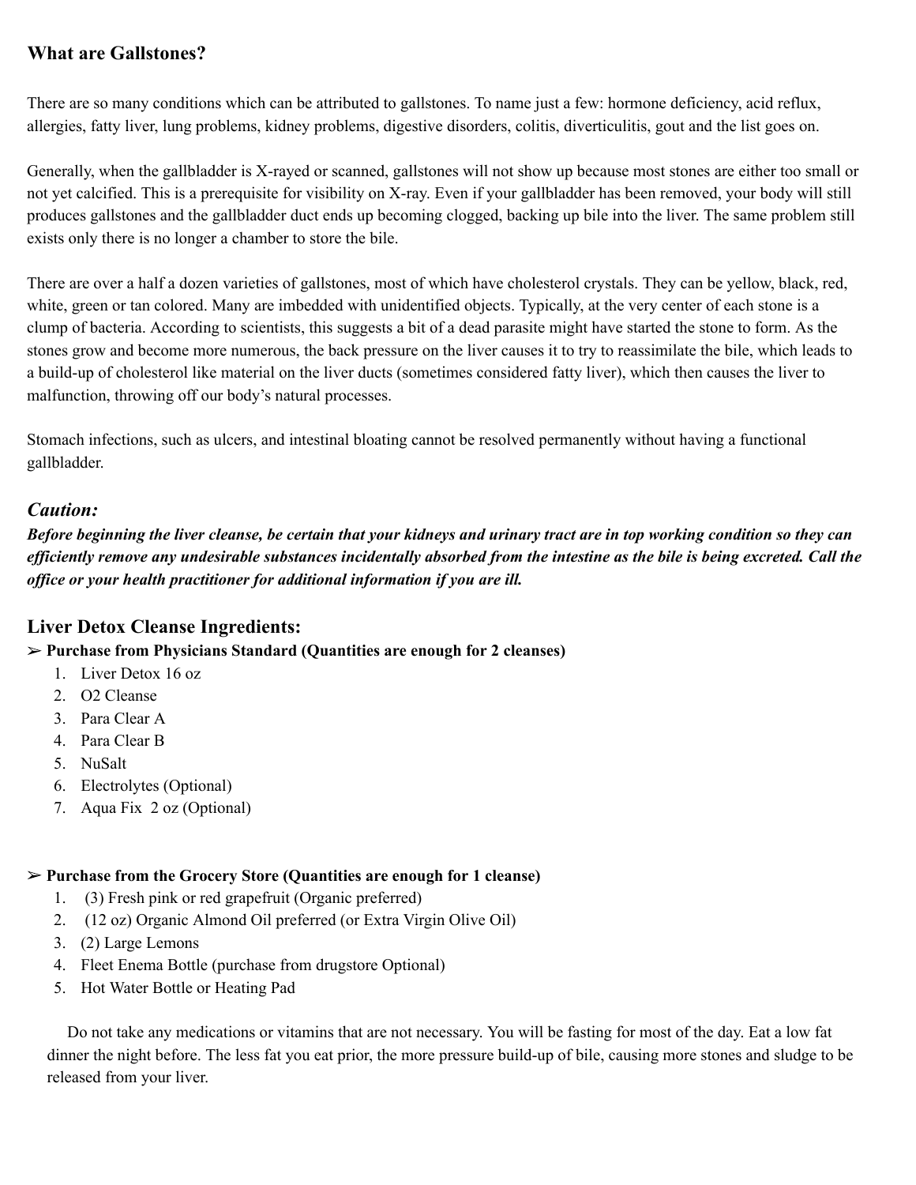## What are Gallstones?

There are so many conditions which can be attributed to gallstones. To name just a few: hormone deficiency, acid reflux, allergies, fatty liver, lung problems, kidney problems, digestive disorders, colitis, diverticulitis, gout and the list goes on.

Generally, when the gallbladder is X-rayed or scanned, gallstones will not show up because most stones are either too small or not yet calcified. This is a prerequisite for visibility on X-ray. Even if your gallbladder has been removed, your body will still produces gallstones and the gallbladder duct ends up becoming clogged, backing up bile into the liver. The same problem still exists only there is no longer a chamber to store the bile.

There are over a half a dozen varieties of gallstones, most of which have cholesterol crystals. They can be yellow, black, red, white, green or tan colored. Many are imbedded with unidentified objects. Typically, at the very center of each stone is a clump of bacteria. According to scientists, this suggests a bit of a dead parasite might have started the stone to form. As the stones grow and become more numerous, the back pressure on the liver causes it to try to reassimilate the bile, which leads to a build-up of cholesterol like material on the liver ducts (sometimes considered fatty liver), which then causes the liver to malfunction, throwing off our body's natural processes.

Stomach infections, such as ulcers, and intestinal bloating cannot be resolved permanently without having a functional gallbladder.

### *Caution:*

***Before beginning the liver cleanse, be certain that your kidneys and urinary tract are in top working condition so they can efficiently remove any undesirable substances incidentally absorbed from the intestine as the bile is being excreted. Call the office or your health practitioner for additional information if you are ill.***

### Liver Detox Cleanse Ingredients:

➢ **Purchase from Physicians Standard (Quantities are enough for 2 cleanses)**

1. Liver Detox 16 oz
2. O2 Cleanse
3. Para Clear A
4. Para Clear B
5. NuSalt
6. Electrolytes (Optional)
7. Aqua Fix 2 oz (Optional)

➢ **Purchase from the Grocery Store (Quantities are enough for 1 cleanse)**

1. (3) Fresh pink or red grapefruit (Organic preferred)
2. (12 oz) Organic Almond Oil preferred (or Extra Virgin Olive Oil)
3. (2) Large Lemons
4. Fleet Enema Bottle (purchase from drugstore Optional)
5. Hot Water Bottle or Heating Pad

Do not take any medications or vitamins that are not necessary. You will be fasting for most of the day. Eat a low fat dinner the night before. The less fat you eat prior, the more pressure build-up of bile, causing more stones and sludge to be released from your liver.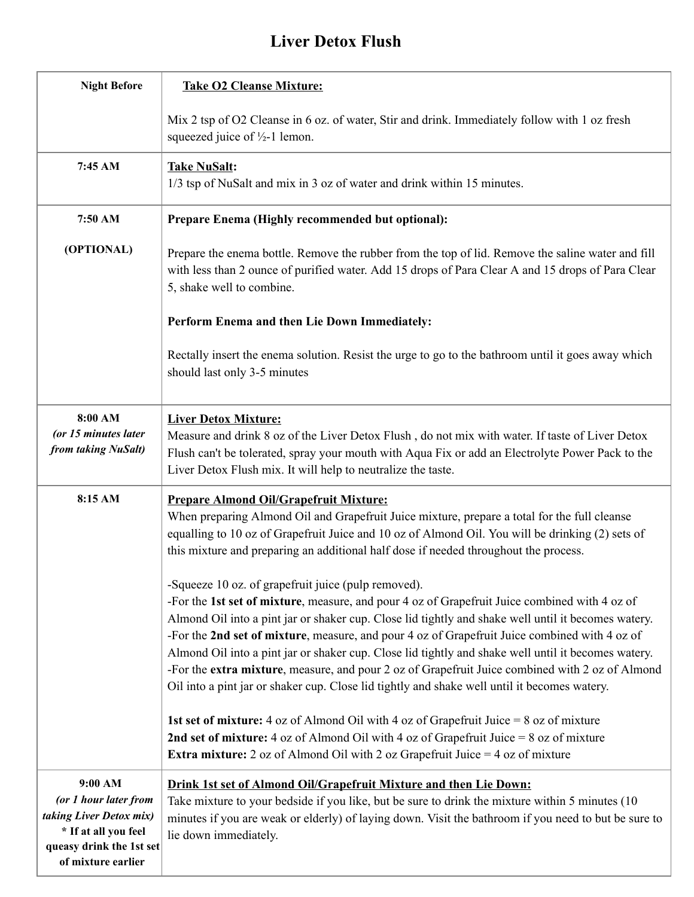# Liver Detox Flush

| | |
|---|---|
| **Night Before** | <u>**Take O2 Cleanse Mixture:**</u><br><br>Mix 2 tsp of O2 Cleanse in 6 oz. of water, Stir and drink. Immediately follow with 1 oz fresh squeezed juice of ½-1 lemon. |
| **7:45 AM** | <u>**Take NuSalt**</u>**:**<br>1/3 tsp of NuSalt and mix in 3 oz of water and drink within 15 minutes. |
| **7:50 AM**<br><br>**(OPTIONAL)** | **Prepare Enema (Highly recommended but optional):**<br><br>Prepare the enema bottle. Remove the rubber from the top of lid. Remove the saline water and fill with less than 2 ounce of purified water. Add 15 drops of Para Clear A and 15 drops of Para Clear 5, shake well to combine.<br><br>**Perform Enema and then Lie Down Immediately:**<br><br>Rectally insert the enema solution. Resist the urge to go to the bathroom until it goes away which should last only 3-5 minutes |
| **8:00 AM**<br>***(or 15 minutes later from taking NuSalt)*** | <u>**Liver Detox Mixture:**</u><br>Measure and drink 8 oz of the Liver Detox Flush , do not mix with water. If taste of Liver Detox Flush can't be tolerated, spray your mouth with Aqua Fix or add an Electrolyte Power Pack to the Liver Detox Flush mix. It will help to neutralize the taste. |
| **8:15 AM** | <u>**Prepare Almond Oil/Grapefruit Mixture:**</u><br>When preparing Almond Oil and Grapefruit Juice mixture, prepare a total for the full cleanse equalling to 10 oz of Grapefruit Juice and 10 oz of Almond Oil. You will be drinking (2) sets of this mixture and preparing an additional half dose if needed throughout the process.<br><br>-Squeeze 10 oz. of grapefruit juice (pulp removed).<br>-For the **1st set of mixture**, measure, and pour 4 oz of Grapefruit Juice combined with 4 oz of Almond Oil into a pint jar or shaker cup. Close lid tightly and shake well until it becomes watery.<br>-For the **2nd set of mixture**, measure, and pour 4 oz of Grapefruit Juice combined with 4 oz of Almond Oil into a pint jar or shaker cup. Close lid tightly and shake well until it becomes watery.<br>-For the **extra mixture**, measure, and pour 2 oz of Grapefruit Juice combined with 2 oz of Almond Oil into a pint jar or shaker cup. Close lid tightly and shake well until it becomes watery.<br><br>**1st set of mixture:** 4 oz of Almond Oil with 4 oz of Grapefruit Juice = 8 oz of mixture<br>**2nd set of mixture:** 4 oz of Almond Oil with 4 oz of Grapefruit Juice = 8 oz of mixture<br>**Extra mixture:** 2 oz of Almond Oil with 2 oz Grapefruit Juice = 4 oz of mixture |
| **9:00 AM**<br>***(or 1 hour later from taking Liver Detox mix)***<br>**\* If at all you feel queasy drink the 1st set of mixture earlier** | <u>**Drink 1st set of Almond Oil/Grapefruit Mixture and then Lie Down:**</u><br>Take mixture to your bedside if you like, but be sure to drink the mixture within 5 minutes (10 minutes if you are weak or elderly) of laying down. Visit the bathroom if you need to but be sure to lie down immediately. |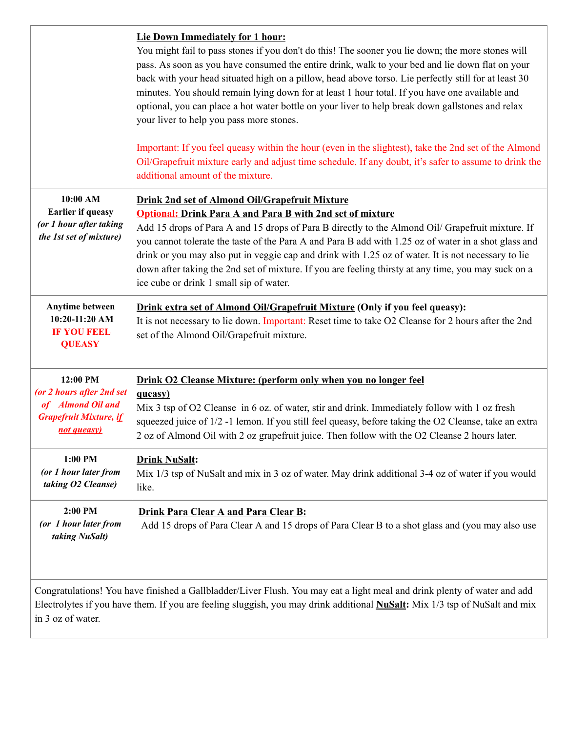| | |
|---|---|
| | **Lie Down Immediately for 1 hour:**<br>You might fail to pass stones if you don't do this! The sooner you lie down; the more stones will pass. As soon as you have consumed the entire drink, walk to your bed and lie down flat on your back with your head situated high on a pillow, head above torso. Lie perfectly still for at least 30 minutes. You should remain lying down for at least 1 hour total. If you have one available and optional, you can place a hot water bottle on your liver to help break down gallstones and relax your liver to help you pass more stones.<br><br>Important: If you feel queasy within the hour (even in the slightest), take the 2nd set of the Almond Oil/Grapefruit mixture early and adjust time schedule. If any doubt, it's safer to assume to drink the additional amount of the mixture. |
| **10:00 AM**<br>**Earlier if queasy**<br>***(or 1 hour after taking the 1st set of mixture)*** | **Drink 2nd set of Almond Oil/Grapefruit Mixture**<br>**Optional: Drink Para A and Para B with 2nd set of mixture**<br>Add 15 drops of Para A and 15 drops of Para B directly to the Almond Oil/ Grapefruit mixture. If you cannot tolerate the taste of the Para A and Para B add with 1.25 oz of water in a shot glass and drink or you may also put in veggie cap and drink with 1.25 oz of water. It is not necessary to lie down after taking the 2nd set of mixture. If you are feeling thirsty at any time, you may suck on a ice cube or drink 1 small sip of water. |
| **Anytime between 10:20-11:20 AM**<br>**IF YOU FEEL QUEASY** | **Drink extra set of Almond Oil/Grapefruit Mixture (Only if you feel queasy):**<br>It is not necessary to lie down. Important: Reset time to take O2 Cleanse for 2 hours after the 2nd set of the Almond Oil/Grapefruit mixture. |
| **12:00 PM**<br>***(or 2 hours after 2nd set of Almond Oil and Grapefruit Mixture, if not queasy)*** | **Drink O2 Cleanse Mixture: (perform only when you no longer feel queasy)**<br>Mix 3 tsp of O2 Cleanse in 6 oz. of water, stir and drink. Immediately follow with 1 oz fresh squeezed juice of 1/2 -1 lemon. If you still feel queasy, before taking the O2 Cleanse, take an extra 2 oz of Almond Oil with 2 oz grapefruit juice. Then follow with the O2 Cleanse 2 hours later. |
| **1:00 PM**<br>***(or 1 hour later from taking O2 Cleanse)*** | **Drink NuSalt:**<br>Mix 1/3 tsp of NuSalt and mix in 3 oz of water. May drink additional 3-4 oz of water if you would like. |
| **2:00 PM**<br>***(or 1 hour later from taking NuSalt)*** | **Drink Para Clear A and Para Clear B:**<br>Add 15 drops of Para Clear A and 15 drops of Para Clear B to a shot glass and (you may also use |

Congratulations! You have finished a Gallbladder/Liver Flush. You may eat a light meal and drink plenty of water and add Electrolytes if you have them. If you are feeling sluggish, you may drink additional **NuSalt:** Mix 1/3 tsp of NuSalt and mix in 3 oz of water.